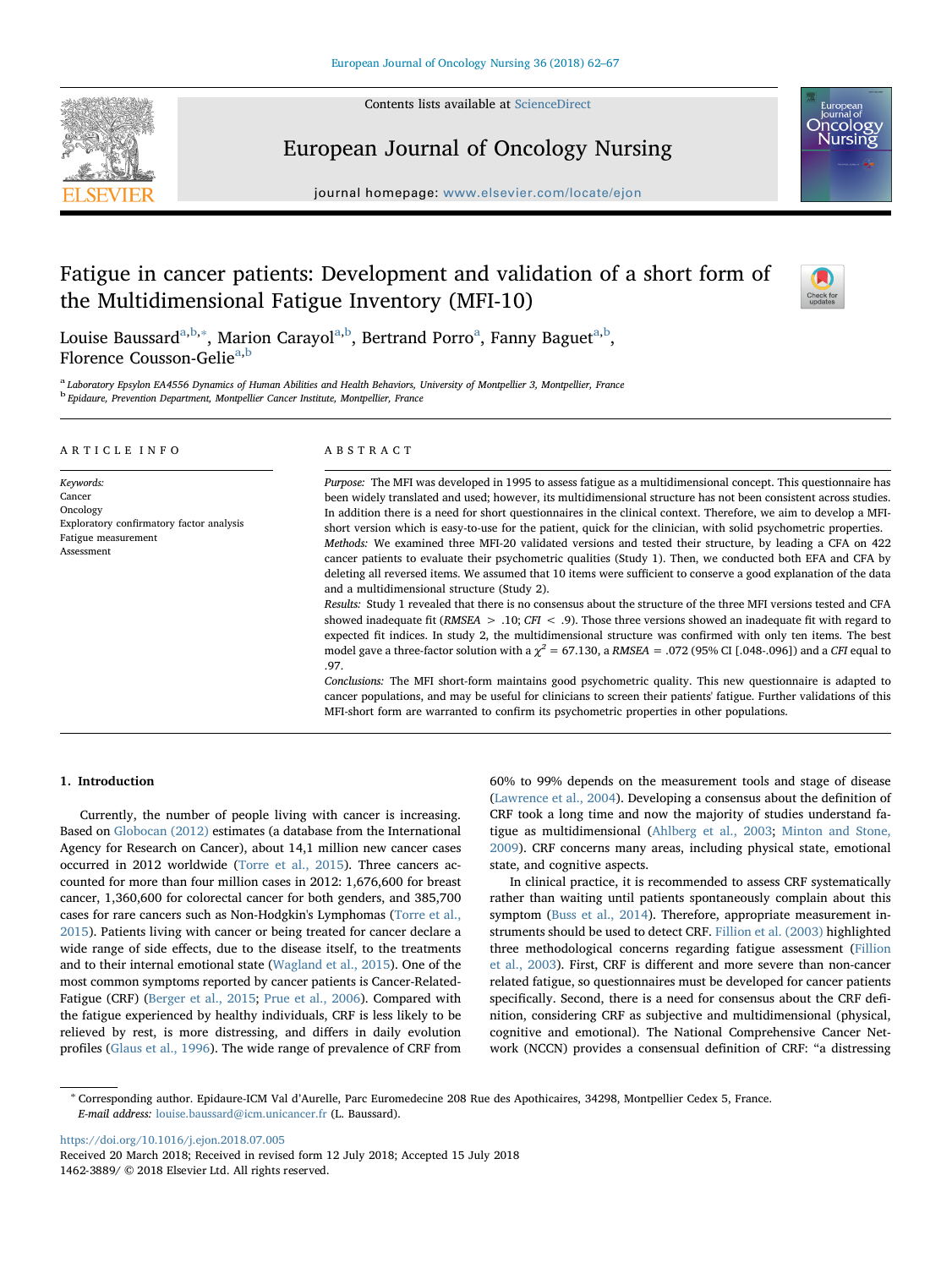# Fatigue in cancer patients: Development and validation of a short form of the Multidimensional Fatigue Inventory (MFI-10)

Louise Baussard[a,b,*], Marion Carayol[a,b], Bertrand Porro[a], Fanny Baguet[a,b], Florence Cousson-Gelie[a,b]

[a] Laboratory Epsylon EA4556 Dynamics of Human Abilities and Health Behaviors, University of Montpellier 3, Montpellier, France

[b] Epidaure, Prevention Department, Montpellier Cancer Institute, Montpellier, France

## ARTICLE INFO

*Keywords:*
Cancer
Oncology
Exploratory confirmatory factor analysis
Fatigue measurement
Assessment

## ABSTRACT

*Purpose:* The MFI was developed in 1995 to assess fatigue as a multidimensional concept. This questionnaire has been widely translated and used; however, its multidimensional structure has not been consistent across studies. In addition there is a need for short questionnaires in the clinical context. Therefore, we aim to develop a MFI-short version which is easy-to-use for the patient, quick for the clinician, with solid psychometric properties.

*Methods:* We examined three MFI-20 validated versions and tested their structure, by leading a CFA on 422 cancer patients to evaluate their psychometric qualities (Study 1). Then, we conducted both EFA and CFA by deleting all reversed items. We assumed that 10 items were sufficient to conserve a good explanation of the data and a multidimensional structure (Study 2).

*Results:* Study 1 revealed that there is no consensus about the structure of the three MFI versions tested and CFA showed inadequate fit (*RMSEA* > .10; *CFI* < .9). Those three versions showed an inadequate fit with regard to expected fit indices. In study 2, the multidimensional structure was confirmed with only ten items. The best model gave a three-factor solution with a $\chi^2$ = 67.130, a *RMSEA* = .072 (95% CI [.048-.096]) and a *CFI* equal to .97.

*Conclusions:* The MFI short-form maintains good psychometric quality. This new questionnaire is adapted to cancer populations, and may be useful for clinicians to screen their patients' fatigue. Further validations of this MFI-short form are warranted to confirm its psychometric properties in other populations.

## 1. Introduction

Currently, the number of people living with cancer is increasing. Based on Globocan (2012) estimates (a database from the International Agency for Research on Cancer), about 14,1 million new cancer cases occurred in 2012 worldwide (Torre et al., 2015). Three cancers accounted for more than four million cases in 2012: 1,676,600 for breast cancer, 1,360,600 for colorectal cancer for both genders, and 385,700 cases for rare cancers such as Non-Hodgkin's Lymphomas (Torre et al., 2015). Patients living with cancer or being treated for cancer declare a wide range of side effects, due to the disease itself, to the treatments and to their internal emotional state (Wagland et al., 2015). One of the most common symptoms reported by cancer patients is Cancer-Related-Fatigue (CRF) (Berger et al., 2015; Prue et al., 2006). Compared with the fatigue experienced by healthy individuals, CRF is less likely to be relieved by rest, is more distressing, and differs in daily evolution profiles (Glaus et al., 1996). The wide range of prevalence of CRF from 60% to 99% depends on the measurement tools and stage of disease (Lawrence et al., 2004). Developing a consensus about the definition of CRF took a long time and now the majority of studies understand fatigue as multidimensional (Ahlberg et al., 2003; Minton and Stone, 2009). CRF concerns many areas, including physical state, emotional state, and cognitive aspects.

In clinical practice, it is recommended to assess CRF systematically rather than waiting until patients spontaneously complain about this symptom (Buss et al., 2014). Therefore, appropriate measurement instruments should be used to detect CRF. Fillion et al. (2003) highlighted three methodological concerns regarding fatigue assessment (Fillion et al., 2003). First, CRF is different and more severe than non-cancer related fatigue, so questionnaires must be developed for cancer patients specifically. Second, there is a need for consensus about the CRF definition, considering CRF as subjective and multidimensional (physical, cognitive and emotional). The National Comprehensive Cancer Network (NCCN) provides a consensual definition of CRF: "a distressing

---

* Corresponding author. Epidaure-ICM Val d'Aurelle, Parc Euromedecine 208 Rue des Apothicaires, 34298, Montpellier Cedex 5, France.
*E-mail address:* louise.baussard@icm.unicancer.fr (L. Baussard).

https://doi.org/10.1016/j.ejon.2018.07.005
Received 20 March 2018; Received in revised form 12 July 2018; Accepted 15 July 2018
1462-3889/ © 2018 Elsevier Ltd. All rights reserved.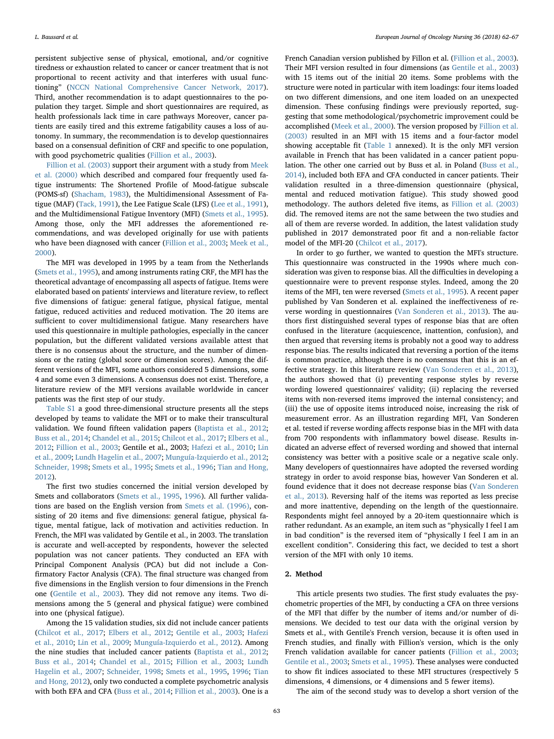persistent subjective sense of physical, emotional, and/or cognitive tiredness or exhaustion related to cancer or cancer treatment that is not proportional to recent activity and that interferes with usual functioning" (NCCN National Comprehensive Cancer Network, 2017). Third, another recommendation is to adapt questionnaires to the population they target. Simple and short questionnaires are required, as health professionals lack time in care pathways Moreover, cancer patients are easily tired and this extreme fatigability causes a loss of autonomy. In summary, the recommendation is to develop questionnaires based on a consensual definition of CRF and specific to one population, with good psychometric qualities (Fillion et al., 2003).

Fillion et al. (2003) support their argument with a study from Meek et al. (2000) which described and compared four frequently used fatigue instruments: The Shortened Profile of Mood-fatigue subscale (POMS-sf) (Shacham, 1983), the Multidimensional Assessment of Fatigue (MAF) (Tack, 1991), the Lee Fatigue Scale (LFS) (Lee et al., 1991), and the Multidimensional Fatigue Inventory (MFI) (Smets et al., 1995). Among those, only the MFI addresses the aforementioned recommendations, and was developed originally for use with patients who have been diagnosed with cancer (Fillion et al., 2003; Meek et al., 2000).

The MFI was developed in 1995 by a team from the Netherlands (Smets et al., 1995), and among instruments rating CRF, the MFI has the theoretical advantage of encompassing all aspects of fatigue. Items were elaborated based on patients' interviews and literature review, to reflect five dimensions of fatigue: general fatigue, physical fatigue, mental fatigue, reduced activities and reduced motivation. The 20 items are sufficient to cover multidimensional fatigue. Many researchers have used this questionnaire in multiple pathologies, especially in the cancer population, but the different validated versions available attest that there is no consensus about the structure, and the number of dimensions or the rating (global score or dimension scores). Among the different versions of the MFI, some authors considered 5 dimensions, some 4 and some even 3 dimensions. A consensus does not exist. Therefore, a literature review of the MFI versions available worldwide in cancer patients was the first step of our study.

Table S1 a good three-dimensional structure presents all the steps developed by teams to validate the MFI or to make their transcultural validation. We found fifteen validation papers (Baptista et al., 2012; Buss et al., 2014; Chandel et al., 2015; Chilcot et al., 2017; Elbers et al., 2012; Fillion et al., 2003; Gentile et al., 2003; Hafezi et al., 2010; Lin et al., 2009; Lundh Hagelin et al., 2007; Munguía-Izquierdo et al., 2012; Schneider, 1998; Smets et al., 1995; Smets et al., 1996; Tian and Hong, 2012).

The first two studies concerned the initial version developed by Smets and collaborators (Smets et al., 1995, 1996). All further validations are based on the English version from Smets et al. (1996), consisting of 20 items and five dimensions: general fatigue, physical fatigue, mental fatigue, lack of motivation and activities reduction. In French, the MFI was validated by Gentile et al., in 2003. The translation is accurate and well-accepted by respondents, however the selected population was not cancer patients. They conducted an EFA with Principal Component Analysis (PCA) but did not include a Confirmatory Factor Analysis (CFA). The final structure was changed from five dimensions in the English version to four dimensions in the French one (Gentile et al., 2003). They did not remove any items. Two dimensions among the 5 (general and physical fatigue) were combined into one (physical fatigue).

Among the 15 validation studies, six did not include cancer patients (Chilcot et al., 2017; Elbers et al., 2012; Gentile et al., 2003; Hafezi et al., 2010; Lin et al., 2009; Munguía-Izquierdo et al., 2012). Among the nine studies that included cancer patients (Baptista et al., 2012; Buss et al., 2014; Chandel et al., 2015; Fillion et al., 2003; Lundh Hagelin et al., 2007; Schneider, 1998; Smets et al., 1995, 1996; Tian and Hong, 2012), only two conducted a complete psychometric analysis with both EFA and CFA (Buss et al., 2014; Fillion et al., 2003). One is a French Canadian version published by Fillon et al. (Fillion et al., 2003). Their MFI version resulted in four dimensions (as Gentile et al., 2003) with 15 items out of the initial 20 items. Some problems with the structure were noted in particular with item loadings: four items loaded on two different dimensions, and one item loaded on an unexpected dimension. These confusing findings were previously reported, suggesting that some methodological/psychometric improvement could be accomplished (Meek et al., 2000). The version proposed by Fillion et al. (2003) resulted in an MFI with 15 items and a four-factor model showing acceptable fit (Table 1 annexed). It is the only MFI version available in French that has been validated in a cancer patient population. The other one carried out by Buss et al. in Poland (Buss et al., 2014), included both EFA and CFA conducted in cancer patients. Their validation resulted in a three-dimension questionnaire (physical, mental and reduced motivation fatigue). This study showed good methodology. The authors deleted five items, as Fillion et al. (2003) did. The removed items are not the same between the two studies and all of them are reverse worded. In addition, the latest validation study published in 2017 demonstrated poor fit and a non-reliable factor model of the MFI-20 (Chilcot et al., 2017).

In order to go further, we wanted to question the MFI's structure. This questionnaire was constructed in the 1990s where much consideration was given to response bias. All the difficulties in developing a questionnaire were to prevent response styles. Indeed, among the 20 items of the MFI, ten were reversed (Smets et al., 1995). A recent paper published by Van Sonderen et al. explained the ineffectiveness of reverse wording in questionnaires (Van Sonderen et al., 2013). The authors first distinguished several types of response bias that are often confused in the literature (acquiescence, inattention, confusion), and then argued that reversing items is probably not a good way to address response bias. The results indicated that reversing a portion of the items is common practice, although there is no consensus that this is an effective strategy. In this literature review (Van Sonderen et al., 2013), the authors showed that (i) preventing response styles by reverse wording lowered questionnaires' validity; (ii) replacing the reversed items with non-reversed items improved the internal consistency; and (iii) the use of opposite items introduced noise, increasing the risk of measurement error. As an illustration regarding MFI, Van Sonderen et al. tested if reverse wording affects response bias in the MFI with data from 700 respondents with inflammatory bowel disease. Results indicated an adverse effect of reversed wording and showed that internal consistency was better with a positive scale or a negative scale only. Many developers of questionnaires have adopted the reversed wording strategy in order to avoid response bias, however Van Sonderen et al. found evidence that it does not decrease response bias (Van Sonderen et al., 2013). Reversing half of the items was reported as less precise and more inattentive, depending on the length of the questionnaire. Respondents might feel annoyed by a 20-item questionnaire which is rather redundant. As an example, an item such as "physically I feel I am in bad condition" is the reversed item of "physically I feel I am in an excellent condition". Considering this fact, we decided to test a short version of the MFI with only 10 items.

## 2. Method

This article presents two studies. The first study evaluates the psychometric properties of the MFI, by conducting a CFA on three versions of the MFI that differ by the number of items and/or number of dimensions. We decided to test our data with the original version by Smets et al., with Gentile's French version, because it is often used in French studies, and finally with Fillion's version, which is the only French validation available for cancer patients (Fillion et al., 2003; Gentile et al., 2003; Smets et al., 1995). These analyses were conducted to show fit indices associated to these MFI structures (respectively 5 dimensions, 4 dimensions, or 4 dimensions and 5 fewer items).

The aim of the second study was to develop a short version of the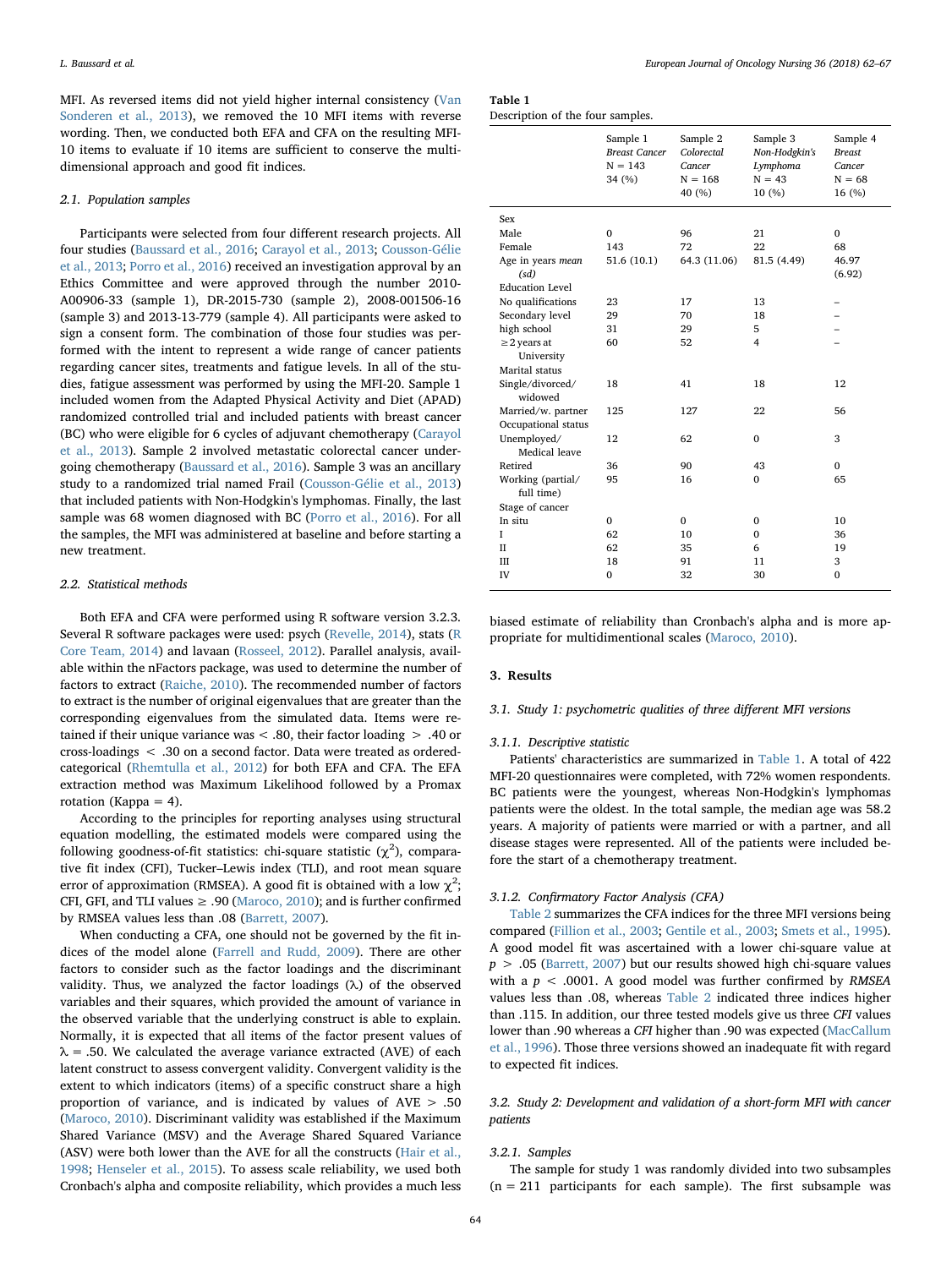MFI. As reversed items did not yield higher internal consistency (Van Sonderen et al., 2013), we removed the 10 MFI items with reverse wording. Then, we conducted both EFA and CFA on the resulting MFI-10 items to evaluate if 10 items are sufficient to conserve the multi-dimensional approach and good fit indices.

### 2.1. Population samples

Participants were selected from four different research projects. All four studies (Baussard et al., 2016; Carayol et al., 2013; Cousson-Gélie et al., 2013; Porro et al., 2016) received an investigation approval by an Ethics Committee and were approved through the number 2010-A00906-33 (sample 1), DR-2015-730 (sample 2), 2008-001506-16 (sample 3) and 2013-13-779 (sample 4). All participants were asked to sign a consent form. The combination of those four studies was performed with the intent to represent a wide range of cancer patients regarding cancer sites, treatments and fatigue levels. In all of the studies, fatigue assessment was performed by using the MFI-20. Sample 1 included women from the Adapted Physical Activity and Diet (APAD) randomized controlled trial and included patients with breast cancer (BC) who were eligible for 6 cycles of adjuvant chemotherapy (Carayol et al., 2013). Sample 2 involved metastatic colorectal cancer undergoing chemotherapy (Baussard et al., 2016). Sample 3 was an ancillary study to a randomized trial named Frail (Cousson-Gélie et al., 2013) that included patients with Non-Hodgkin's lymphomas. Finally, the last sample was 68 women diagnosed with BC (Porro et al., 2016). For all the samples, the MFI was administered at baseline and before starting a new treatment.

### 2.2. Statistical methods

Both EFA and CFA were performed using R software version 3.2.3. Several R software packages were used: psych (Revelle, 2014), stats (R Core Team, 2014) and lavaan (Rosseel, 2012). Parallel analysis, available within the nFactors package, was used to determine the number of factors to extract (Raiche, 2010). The recommended number of factors to extract is the number of original eigenvalues that are greater than the corresponding eigenvalues from the simulated data. Items were retained if their unique variance was < .80, their factor loading > .40 or cross-loadings < .30 on a second factor. Data were treated as ordered-categorical (Rhemtulla et al., 2012) for both EFA and CFA. The EFA extraction method was Maximum Likelihood followed by a Promax rotation (Kappa = 4).

According to the principles for reporting analyses using structural equation modelling, the estimated models were compared using the following goodness-of-fit statistics: chi-square statistic ($\chi^2$), comparative fit index (CFI), Tucker–Lewis index (TLI), and root mean square error of approximation (RMSEA). A good fit is obtained with a low $\chi^2$; CFI, GFI, and TLI values ≥ .90 (Maroco, 2010); and is further confirmed by RMSEA values less than .08 (Barrett, 2007).

When conducting a CFA, one should not be governed by the fit indices of the model alone (Farrell and Rudd, 2009). There are other factors to consider such as the factor loadings and the discriminant validity. Thus, we analyzed the factor loadings ($\lambda$) of the observed variables and their squares, which provided the amount of variance in the observed variable that the underlying construct is able to explain. Normally, it is expected that all items of the factor present values of $\lambda = .50$. We calculated the average variance extracted (AVE) of each latent construct to assess convergent validity. Convergent validity is the extent to which indicators (items) of a specific construct share a high proportion of variance, and is indicated by values of AVE > .50 (Maroco, 2010). Discriminant validity was established if the Maximum Shared Variance (MSV) and the Average Shared Squared Variance (ASV) were both lower than the AVE for all the constructs (Hair et al., 1998; Henseler et al., 2015). To assess scale reliability, we used both Cronbach's alpha and composite reliability, which provides a much less biased estimate of reliability than Cronbach's alpha and is more appropriate for multidimentional scales (Maroco, 2010).

**Table 1**
Description of the four samples.

| | Sample 1 *Breast Cancer* N = 143 34 (%) | Sample 2 *Colorectal Cancer* N = 168 40 (%) | Sample 3 *Non-Hodgkin's Lymphoma* N = 43 10 (%) | Sample 4 *Breast Cancer* N = 68 16 (%) |
|---|---|---|---|---|
| Sex | | | | |
| Male | 0 | 96 | 21 | 0 |
| Female | 143 | 72 | 22 | 68 |
| Age in years *mean (sd)* | 51.6 (10.1) | 64.3 (11.06) | 81.5 (4.49) | 46.97 (6.92) |
| Education Level | | | | |
| No qualifications | 23 | 17 | 13 | – |
| Secondary level | 29 | 70 | 18 | – |
| high school | 31 | 29 | 5 | – |
| ≥2 years at University | 60 | 52 | 4 | – |
| Marital status | | | | |
| Single/divorced/widowed | 18 | 41 | 18 | 12 |
| Married/w. partner | 125 | 127 | 22 | 56 |
| Occupational status | | | | |
| Unemployed/Medical leave | 12 | 62 | 0 | 3 |
| Retired | 36 | 90 | 43 | 0 |
| Working (partial/full time) | 95 | 16 | 0 | 65 |
| Stage of cancer | | | | |
| In situ | 0 | 0 | 0 | 10 |
| I | 62 | 10 | 0 | 36 |
| II | 62 | 35 | 6 | 19 |
| III | 18 | 91 | 11 | 3 |
| IV | 0 | 32 | 30 | 0 |

## 3. Results

### 3.1. Study 1: psychometric qualities of three different MFI versions

#### 3.1.1. Descriptive statistic

Patients' characteristics are summarized in Table 1. A total of 422 MFI-20 questionnaires were completed, with 72% women respondents. BC patients were the youngest, whereas Non-Hodgkin's lymphomas patients were the oldest. In the total sample, the median age was 58.2 years. A majority of patients were married or with a partner, and all disease stages were represented. All of the patients were included before the start of a chemotherapy treatment.

#### 3.1.2. Confirmatory Factor Analysis (CFA)

Table 2 summarizes the CFA indices for the three MFI versions being compared (Fillion et al., 2003; Gentile et al., 2003; Smets et al., 1995). A good model fit was ascertained with a lower chi-square value at $p > .05$ (Barrett, 2007) but our results showed high chi-square values with a $p < .0001$. A good model was further confirmed by *RMSEA* values less than .08, whereas Table 2 indicated three indices higher than .115. In addition, our three tested models give us three *CFI* values lower than .90 whereas a *CFI* higher than .90 was expected (MacCallum et al., 1996). Those three versions showed an inadequate fit with regard to expected fit indices.

### 3.2. Study 2: Development and validation of a short-form MFI with cancer patients

#### 3.2.1. Samples

The sample for study 1 was randomly divided into two subsamples (n = 211 participants for each sample). The first subsample was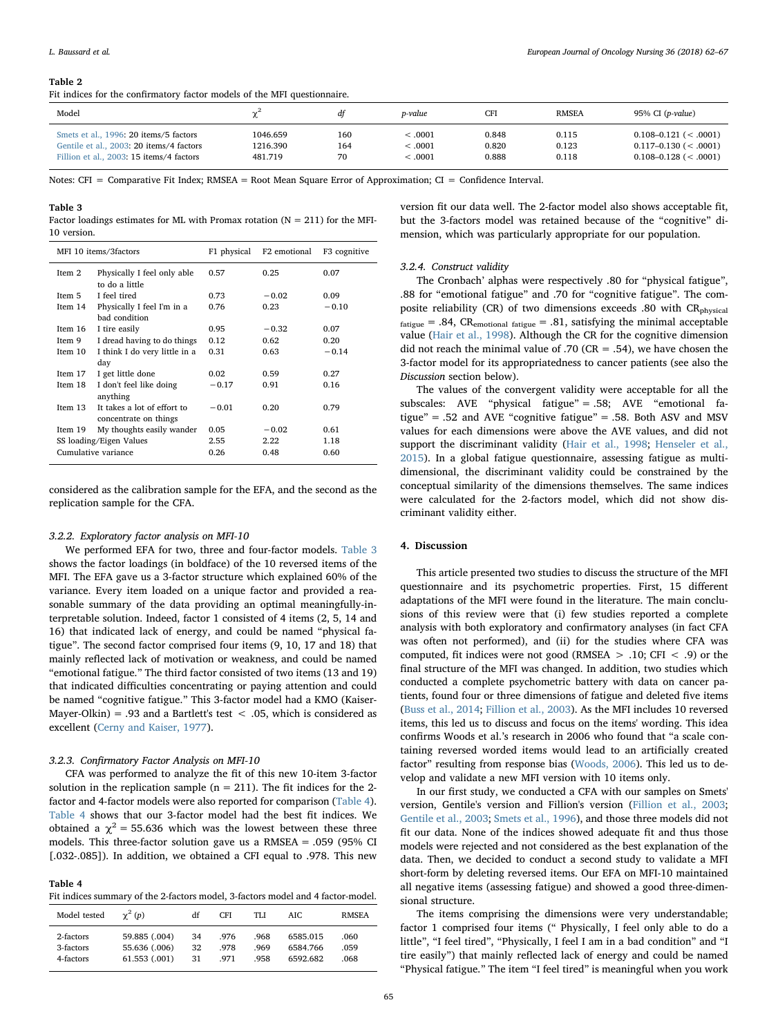**Table 2**
Fit indices for the confirmatory factor models of the MFI questionnaire.

| Model | $\chi^2$ | df | p-value | CFI | RMSEA | 95% CI (p-value) |
|---|---|---|---|---|---|---|
| Smets et al., 1996: 20 items/5 factors | 1046.659 | 160 | < .0001 | 0.848 | 0.115 | 0.108–0.121 (< .0001) |
| Gentile et al., 2003: 20 items/4 factors | 1216.390 | 164 | < .0001 | 0.820 | 0.123 | 0.117–0.130 (< .0001) |
| Fillion et al., 2003: 15 items/4 factors | 481.719 | 70 | < .0001 | 0.888 | 0.118 | 0.108–0.128 (< .0001) |

Notes: CFI = Comparative Fit Index; RMSEA = Root Mean Square Error of Approximation; CI = Confidence Interval.

**Table 3**
Factor loadings estimates for ML with Promax rotation (N = 211) for the MFI-10 version.

| MFI 10 items/3factors | | F1 physical | F2 emotional | F3 cognitive |
|---|---|---|---|---|
| Item 2 | Physically I feel only able to do a little | 0.57 | 0.25 | 0.07 |
| Item 5 | I feel tired | 0.73 | −0.02 | 0.09 |
| Item 14 | Physically I feel I'm in a bad condition | 0.76 | 0.23 | −0.10 |
| Item 16 | I tire easily | 0.95 | −0.32 | 0.07 |
| Item 9 | I dread having to do things | 0.12 | 0.62 | 0.20 |
| Item 10 | I think I do very little in a day | 0.31 | 0.63 | −0.14 |
| Item 17 | I get little done | 0.02 | 0.59 | 0.27 |
| Item 18 | I don't feel like doing anything | −0.17 | 0.91 | 0.16 |
| Item 13 | It takes a lot of effort to concentrate on things | −0.01 | 0.20 | 0.79 |
| Item 19 | My thoughts easily wander | 0.05 | −0.02 | 0.61 |
| SS loading/Eigen Values | | 2.55 | 2.22 | 1.18 |
| Cumulative variance | | 0.26 | 0.48 | 0.60 |

considered as the calibration sample for the EFA, and the second as the replication sample for the CFA.

### 3.2.2. Exploratory factor analysis on MFI-10

We performed EFA for two, three and four-factor models. Table 3 shows the factor loadings (in boldface) of the 10 reversed items of the MFI. The EFA gave us a 3-factor structure which explained 60% of the variance. Every item loaded on a unique factor and provided a reasonable summary of the data providing an optimal meaningfully-interpretable solution. Indeed, factor 1 consisted of 4 items (2, 5, 14 and 16) that indicated lack of energy, and could be named "physical fatigue". The second factor comprised four items (9, 10, 17 and 18) that mainly reflected lack of motivation or weakness, and could be named "emotional fatigue." The third factor consisted of two items (13 and 19) that indicated difficulties concentrating or paying attention and could be named "cognitive fatigue." This 3-factor model had a KMO (Kaiser-Mayer-Olkin) = .93 and a Bartlett's test < .05, which is considered as excellent (Cerny and Kaiser, 1977).

### 3.2.3. Confirmatory Factor Analysis on MFI-10

CFA was performed to analyze the fit of this new 10-item 3-factor solution in the replication sample (n = 211). The fit indices for the 2-factor and 4-factor models were also reported for comparison (Table 4). Table 4 shows that our 3-factor model had the best fit indices. We obtained a $\chi^2 = 55.636$ which was the lowest between these three models. This three-factor solution gave us a RMSEA = .059 (95% CI [.032-.085]). In addition, we obtained a CFI equal to .978. This new version fit our data well. The 2-factor model also shows acceptable fit, but the 3-factors model was retained because of the "cognitive" dimension, which was particularly appropriate for our population.

**Table 4**
Fit indices summary of the 2-factors model, 3-factors model and 4 factor-model.

| Model tested | $\chi^2$ (p) | df | CFI | TLI | AIC | RMSEA |
|---|---|---|---|---|---|---|
| 2-factors | 59.885 (.004) | 34 | .976 | .968 | 6585.015 | .060 |
| 3-factors | 55.636 (.006) | 32 | .978 | .969 | 6584.766 | .059 |
| 4-factors | 61.553 (.001) | 31 | .971 | .958 | 6592.682 | .068 |

### 3.2.4. Construct validity

The Cronbach' alphas were respectively .80 for "physical fatigue", .88 for "emotional fatigue" and .70 for "cognitive fatigue". The composite reliability (CR) of two dimensions exceeds .80 with $CR_{physical\ fatigue} = .84$, $CR_{emotional\ fatigue} = .81$, satisfying the minimal acceptable value (Hair et al., 1998). Although the CR for the cognitive dimension did not reach the minimal value of .70 (CR = .54), we have chosen the 3-factor model for its appropriateness to cancer patients (see also the *Discussion* section below).

The values of the convergent validity were acceptable for all the subscales: AVE "physical fatigue" = .58; AVE "emotional fatigue" = .52 and AVE "cognitive fatigue" = .58. Both ASV and MSV values for each dimensions were above the AVE values, and did not support the discriminant validity (Hair et al., 1998; Henseler et al., 2015). In a global fatigue questionnaire, assessing fatigue as multidimensional, the discriminant validity could be constrained by the conceptual similarity of the dimensions themselves. The same indices were calculated for the 2-factors model, which did not show discriminant validity either.

## 4. Discussion

This article presented two studies to discuss the structure of the MFI questionnaire and its psychometric properties. First, 15 different adaptations of the MFI were found in the literature. The main conclusions of this review were that (i) few studies reported a complete analysis with both exploratory and confirmatory analyses (in fact CFA was often not performed), and (ii) for the studies where CFA was computed, fit indices were not good (RMSEA > .10; CFI < .9) or the final structure of the MFI was changed. In addition, two studies which conducted a complete psychometric battery with data on cancer patients, found four or three dimensions of fatigue and deleted five items (Buss et al., 2014; Fillion et al., 2003). As the MFI includes 10 reversed items, this led us to discuss and focus on the items' wording. This idea confirms Woods et al.'s research in 2006 who found that "a scale containing reversed worded items would lead to an artificially created factor" resulting from response bias (Woods, 2006). This led us to develop and validate a new MFI version with 10 items only.

In our first study, we conducted a CFA with our samples on Smets' version, Gentile's version and Fillion's version (Fillion et al., 2003; Gentile et al., 2003; Smets et al., 1996), and those three models did not fit our data. None of the indices showed adequate fit and thus those models were rejected and not considered as the best explanation of the data. Then, we decided to conduct a second study to validate a MFI short-form by deleting reversed items. Our EFA on MFI-10 maintained all negative items (assessing fatigue) and showed a good three-dimensional structure.

The items comprising the dimensions were very understandable; factor 1 comprised four items (" Physically, I feel only able to do a little", "I feel tired", "Physically, I feel I am in a bad condition" and "I tire easily") that mainly reflected lack of energy and could be named "Physical fatigue." The item "I feel tired" is meaningful when you work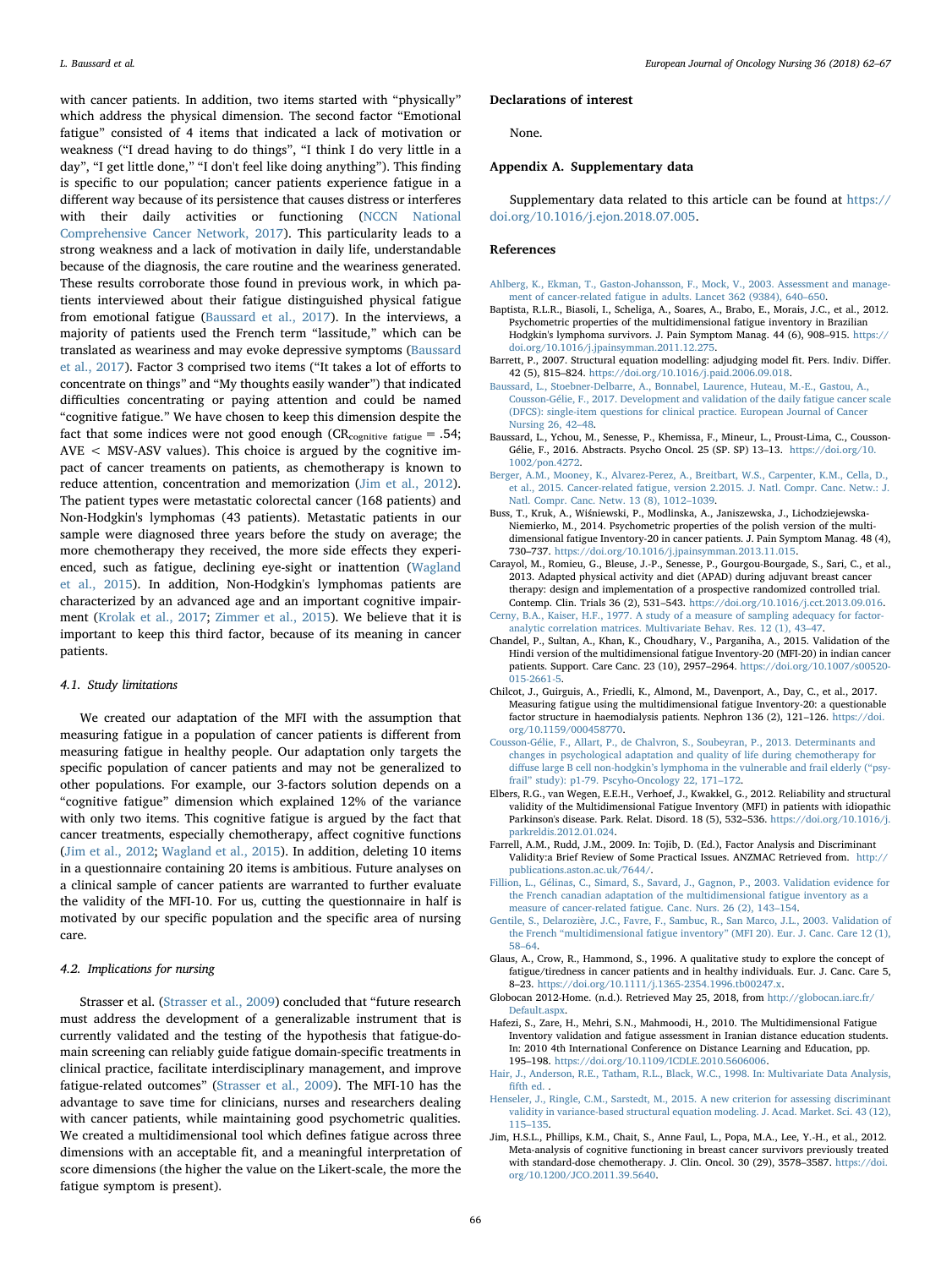with cancer patients. In addition, two items started with "physically" which address the physical dimension. The second factor "Emotional fatigue" consisted of 4 items that indicated a lack of motivation or weakness ("I dread having to do things", "I think I do very little in a day", "I get little done," "I don't feel like doing anything"). This finding is specific to our population; cancer patients experience fatigue in a different way because of its persistence that causes distress or interferes with their daily activities or functioning (NCCN National Comprehensive Cancer Network, 2017). This particularity leads to a strong weakness and a lack of motivation in daily life, understandable because of the diagnosis, the care routine and the weariness generated. These results corroborate those found in previous work, in which patients interviewed about their fatigue distinguished physical fatigue from emotional fatigue (Baussard et al., 2017). In the interviews, a majority of patients used the French term "lassitude," which can be translated as weariness and may evoke depressive symptoms (Baussard et al., 2017). Factor 3 comprised two items ("It takes a lot of efforts to concentrate on things" and "My thoughts easily wander") that indicated difficulties concentrating or paying attention and could be named "cognitive fatigue." We have chosen to keep this dimension despite the fact that some indices were not good enough ($CR_{\text{cognitive fatigue}} = .54$; AVE < MSV-ASV values). This choice is argued by the cognitive impact of cancer treaments on patients, as chemotherapy is known to reduce attention, concentration and memorization (Jim et al., 2012). The patient types were metastatic colorectal cancer (168 patients) and Non-Hodgkin's lymphomas (43 patients). Metastatic patients in our sample were diagnosed three years before the study on average; the more chemotherapy they received, the more side effects they experienced, such as fatigue, declining eye-sight or inattention (Wagland et al., 2015). In addition, Non-Hodgkin's lymphomas patients are characterized by an advanced age and an important cognitive impairment (Krolak et al., 2017; Zimmer et al., 2015). We believe that it is important to keep this third factor, because of its meaning in cancer patients.

### 4.1. Study limitations

We created our adaptation of the MFI with the assumption that measuring fatigue in a population of cancer patients is different from measuring fatigue in healthy people. Our adaptation only targets the specific population of cancer patients and may not be generalized to other populations. For example, our 3-factors solution depends on a "cognitive fatigue" dimension which explained 12% of the variance with only two items. This cognitive fatigue is argued by the fact that cancer treatments, especially chemotherapy, affect cognitive functions (Jim et al., 2012; Wagland et al., 2015). In addition, deleting 10 items in a questionnaire containing 20 items is ambitious. Future analyses on a clinical sample of cancer patients are warranted to further evaluate the validity of the MFI-10. For us, cutting the questionnaire in half is motivated by our specific population and the specific area of nursing care.

### 4.2. Implications for nursing

Strasser et al. (Strasser et al., 2009) concluded that "future research must address the development of a generalizable instrument that is currently validated and the testing of the hypothesis that fatigue-domain screening can reliably guide fatigue domain-specific treatments in clinical practice, facilitate interdisciplinary management, and improve fatigue-related outcomes" (Strasser et al., 2009). The MFI-10 has the advantage to save time for clinicians, nurses and researchers dealing with cancer patients, while maintaining good psychometric qualities. We created a multidimensional tool which defines fatigue across three dimensions with an acceptable fit, and a meaningful interpretation of score dimensions (the higher the value on the Likert-scale, the more the fatigue symptom is present).

## Declarations of interest

None.

## Appendix A. Supplementary data

Supplementary data related to this article can be found at https://doi.org/10.1016/j.ejon.2018.07.005.

## References

Ahlberg, K., Ekman, T., Gaston-Johansson, F., Mock, V., 2003. Assessment and management of cancer-related fatigue in adults. Lancet 362 (9384), 640–650.

Baptista, R.L.R., Biasoli, I., Scheliga, A., Soares, A., Brabo, E., Morais, J.C., et al., 2012. Psychometric properties of the multidimensional fatigue inventory in Brazilian Hodgkin's lymphoma survivors. J. Pain Symptom Manag. 44 (6), 908–915. https://doi.org/10.1016/j.jpainsymman.2011.12.275.

Barrett, P., 2007. Structural equation modelling: adjudging model fit. Pers. Indiv. Differ. 42 (5), 815–824. https://doi.org/10.1016/j.paid.2006.09.018.

Baussard, L., Stoebner-Delbarre, A., Bonnabel, Laurence, Huteau, M.-E., Gastou, A., Cousson-Gélie, F., 2017. Development and validation of the daily fatigue cancer scale (DFCS): single-item questions for clinical practice. European Journal of Cancer Nursing 26, 42–48.

Baussard, L., Ychou, M., Senesse, P., Khemissa, F., Mineur, L., Proust-Lima, C., Cousson-Gélie, F., 2016. Abstracts. Psycho Oncol. 25 (SP. SP) 13–13. https://doi.org/10.1002/pon.4272.

Berger, A.M., Mooney, K., Alvarez-Perez, A., Breitbart, W.S., Carpenter, K.M., Cella, D., et al., 2015. Cancer-related fatigue, version 2.2015. J. Natl. Compr. Canc. Netw.: J. Natl. Compr. Canc. Netw. 13 (8), 1012–1039.

Buss, T., Kruk, A., Wiśniewski, P., Modlinska, A., Janiszewska, J., Lichodziejewska-Niemierko, M., 2014. Psychometric properties of the polish version of the multidimensional fatigue Inventory-20 in cancer patients. J. Pain Symptom Manag. 48 (4), 730–737. https://doi.org/10.1016/j.jpainsymman.2013.11.015.

Carayol, M., Romieu, G., Bleuse, J.-P., Senesse, P., Gourgou-Bourgade, S., Sari, C., et al., 2013. Adapted physical activity and diet (APAD) during adjuvant breast cancer therapy: design and implementation of a prospective randomized controlled trial. Contemp. Clin. Trials 36 (2), 531–543. https://doi.org/10.1016/j.cct.2013.09.016.

Cerny, B.A., Kaiser, H.F., 1977. A study of a measure of sampling adequacy for factor-analytic correlation matrices. Multivariate Behav. Res. 12 (1), 43–47.

Chandel, P., Sultan, A., Khan, K., Choudhary, V., Parganiha, A., 2015. Validation of the Hindi version of the multidimensional fatigue Inventory-20 (MFI-20) in indian cancer patients. Support. Care Canc. 23 (10), 2957–2964. https://doi.org/10.1007/s00520-015-2661-5.

Chilcot, J., Guirguis, A., Friedli, K., Almond, M., Davenport, A., Day, C., et al., 2017. Measuring fatigue using the multidimensional fatigue Inventory-20: a questionable factor structure in haemodialysis patients. Nephron 136 (2), 121–126. https://doi.org/10.1159/000458770.

Cousson-Gélie, F., Allart, P., de Chalvron, S., Soubeyran, P., 2013. Determinants and changes in psychological adaptation and quality of life during chemotherapy for diffuse large B cell non-hodgkin's lymphoma in the vulnerable and frail elderly ("psy-frail" study): p1-79. Pscyho-Oncology 22, 171–172.

Elbers, R.G., van Wegen, E.E.H., Verhoef, J., Kwakkel, G., 2012. Reliability and structural validity of the Multidimensional Fatigue Inventory (MFI) in patients with idiopathic Parkinson's disease. Park. Relat. Disord. 18 (5), 532–536. https://doi.org/10.1016/j.parkreldis.2012.01.024.

Farrell, A.M., Rudd, J.M., 2009. In: Tojib, D. (Ed.), Factor Analysis and Discriminant Validity:a Brief Review of Some Practical Issues. ANZMAC Retrieved from. http://publications.aston.ac.uk/7644/.

Fillion, L., Gélinas, C., Simard, S., Savard, J., Gagnon, P., 2003. Validation evidence for the French canadian adaptation of the multidimensional fatigue inventory as a measure of cancer-related fatigue. Canc. Nurs. 26 (2), 143–154.

Gentile, S., Delarozière, J.C., Favre, F., Sambuc, R., San Marco, J.L., 2003. Validation of the French "multidimensional fatigue inventory" (MFI 20). Eur. J. Canc. Care 12 (1), 58–64.

Glaus, A., Crow, R., Hammond, S., 1996. A qualitative study to explore the concept of fatigue/tiredness in cancer patients and in healthy individuals. Eur. J. Canc. Care 5, 8–23. https://doi.org/10.1111/j.1365-2354.1996.tb00247.x.

Globocan 2012-Home. (n.d.). Retrieved May 25, 2018, from http://globocan.iarc.fr/Default.aspx.

Hafezi, S., Zare, H., Mehri, S.N., Mahmoodi, H., 2010. The Multidimensional Fatigue Inventory validation and fatigue assessment in Iranian distance education students. In: 2010 4th International Conference on Distance Learning and Education, pp. 195–198. https://doi.org/10.1109/ICDLE.2010.5606006.

Hair, J., Anderson, R.E., Tatham, R.L., Black, W.C., 1998. In: Multivariate Data Analysis, fifth ed. .

Henseler, J., Ringle, C.M., Sarstedt, M., 2015. A new criterion for assessing discriminant validity in variance-based structural equation modeling. J. Acad. Market. Sci. 43 (12), 115–135.

Jim, H.S.L., Phillips, K.M., Chait, S., Anne Faul, L., Popa, M.A., Lee, Y.-H., et al., 2012. Meta-analysis of cognitive functioning in breast cancer survivors previously treated with standard-dose chemotherapy. J. Clin. Oncol. 30 (29), 3578–3587. https://doi.org/10.1200/JCO.2011.39.5640.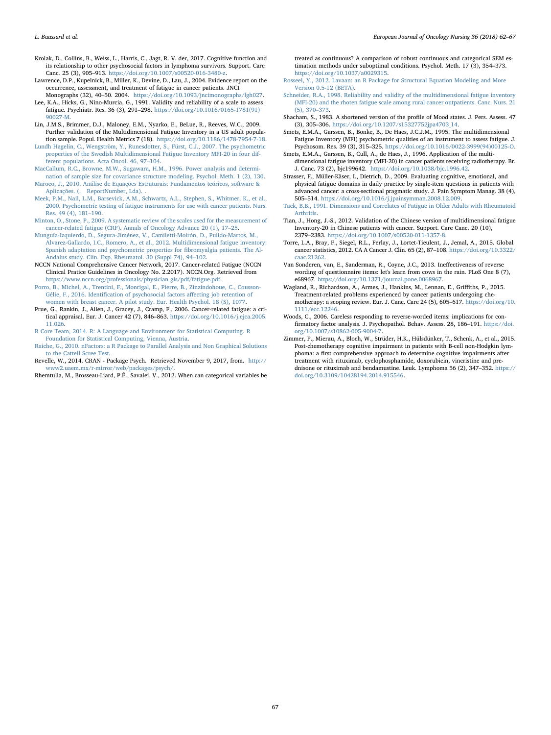Krolak, D., Collins, B., Weiss, L., Harris, C., Jagt, R. V. der, 2017. Cognitive function and its relationship to other psychosocial factors in lymphoma survivors. Support. Care Canc. 25 (3), 905–913. https://doi.org/10.1007/s00520-016-3480-z.

Lawrence, D.P., Kupelnick, B., Miller, K., Devine, D., Lau, J., 2004. Evidence report on the occurrence, assessment, and treatment of fatigue in cancer patients. JNCI Monographs (32), 40–50. 2004. https://doi.org/10.1093/jncimonographs/lgh027.

Lee, K.A., Hicks, G., Nino-Murcia, G., 1991. Validity and reliability of a scale to assess fatigue. Psychiatr. Res. 36 (3), 291–298. https://doi.org/10.1016/0165-1781(91)90027-M.

Lin, J.M.S., Brimmer, D.J., Maloney, E.M., Nyarko, E., BeLue, R., Reeves, W.C., 2009. Further validation of the Multidimensional Fatigue Inventory in a US adult population sample. Popul. Health Metrics 7 (18). https://doi.org/10.1186/1478-7954-7-18.

Lundh Hagelin, C., Wengström, Y., Runesdotter, S., Fürst, C.J., 2007. The psychometric properties of the Swedish Multidimensional Fatigue Inventory MFI-20 in four different populations. Acta Oncol. 46, 97–104.

MacCallum, R.C., Browne, M.W., Sugawara, H.M., 1996. Power analysis and determination of sample size for covariance structure modeling. Psychol. Meth. 1 (2), 130.

Maroco, J., 2010. Análise de Equações Estruturais: Fundamentos teóricos, software & Aplicações. ( ReportNumber, Lda). .

Meek, P.M., Nail, L.M., Barsevick, A.M., Schwartz, A.L., Stephen, S., Whitmer, K., et al., 2000. Psychometric testing of fatigue instruments for use with cancer patients. Nurs. Res. 49 (4), 181–190.

Minton, O., Stone, P., 2009. A systematic review of the scales used for the measurement of cancer-related fatigue (CRF). Annals of Oncology Advance 20 (1), 17–25.

Munguía-Izquierdo, D., Segura-Jiménez, V., Camiletti-Moirón, D., Pulido-Martos, M., Alvarez-Gallardo, I.C., Romero, A., et al., 2012. Multidimensional fatigue inventory: Spanish adaptation and psychometric properties for fibromyalgia patients. The Al-Andalus study. Clin. Exp. Rheumatol. 30 (Suppl 74), 94–102.

NCCN National Comprehensive Cancer Network, 2017. Cancer-related Fatigue (NCCN Clinical Pratice Guidelines in Oncology No. 2.2017). NCCN.Org. Retrieved from https://www.nccn.org/professionals/physician_gls/pdf/fatigue.pdf.

Porro, B., Michel, A., Trentini, F., Monrigal, E., Pierre, B., Zinzindohoue, C., Cousson-Gélie, F., 2016. Identification of psychosocial factors affecting job retention of women with breast cancer. A pilot study. Eur. Health Psychol. 18 (S), 1077.

Prue, G., Rankin, J., Allen, J., Gracey, J., Cramp, F., 2006. Cancer-related fatigue: a critical appraisal. Eur. J. Cancer 42 (7), 846–863. https://doi.org/10.1016/j.ejca.2005.11.026.

R Core Team, 2014. R: A Language and Environment for Statistical Computing. R Foundation for Statistical Computing, Vienna, Austria.

Raiche, G., 2010. nFactors: a R Package to Parallel Analysis and Non Graphical Solutions to the Cattell Scree Test.

Revelle, W., 2014. CRAN - Package Psych. Retrieved November 9, 2017, from. http://www2.uaem.mx/r-mirror/web/packages/psych/.

Rhemtulla, M., Brosseau-Liard, P.É., Savalei, V., 2012. When can categorical variables be treated as continuous? A comparison of robust continuous and categorical SEM estimation methods under suboptimal conditions. Psychol. Meth. 17 (3), 354–373. https://doi.org/10.1037/a0029315.

Rosseel, Y., 2012. Lavaan: an R Package for Structural Equation Modeling and More Version 0.5-12 (BETA).

Schneider, R.A., 1998. Reliability and validity of the multidimensional fatigue inventory (MFI-20) and the rhoten fatigue scale among rural cancer outpatients. Canc. Nurs. 21 (5), 370–373.

Shacham, S., 1983. A shortened version of the profile of Mood states. J. Pers. Assess. 47 (3), 305–306. https://doi.org/10.1207/s15327752jpa4703_14.

Smets, E.M.A., Garssen, B., Bonke, B., De Haes, J.C.J.M., 1995. The multidimensional Fatigue Inventory (MFI) psychometric qualities of an instrument to assess fatigue. J. Psychosom. Res. 39 (3), 315–325. https://doi.org/10.1016/0022-3999(94)00125-O.

Smets, E.M.A., Garssen, B., Cull, A., de Haes, J., 1996. Application of the multidimensional fatigue inventory (MFI-20) in cancer patients receiving radiotherapy. Br. J. Canc. 73 (2), bjc199642. https://doi.org/10.1038/bjc.1996.42.

Strasser, F., Müller-Käser, I., Dietrich, D., 2009. Evaluating cognitive, emotional, and physical fatigue domains in daily practice by single-item questions in patients with advanced cancer: a cross-sectional pragmatic study. J. Pain Symptom Manag. 38 (4), 505–514. https://doi.org/10.1016/j.jpainsymman.2008.12.009.

Tack, B.B., 1991. Dimensions and Correlates of Fatigue in Older Adults with Rheumatoid Arthritis.

Tian, J., Hong, J.-S., 2012. Validation of the Chinese version of multidimensional fatigue Inventory-20 in Chinese patients with cancer. Support. Care Canc. 20 (10), 2379–2383. https://doi.org/10.1007/s00520-011-1357-8.

Torre, L.A., Bray, F., Siegel, R.L., Ferlay, J., Lortet-Tieulent, J., Jemal, A., 2015. Global cancer statistics, 2012. CA A Cancer J. Clin. 65 (2), 87–108. https://doi.org/10.3322/caac.21262.

Van Sonderen, van, E., Sanderman, R., Coyne, J.C., 2013. Ineffectiveness of reverse wording of questionnaire items: let's learn from cows in the rain. PLoS One 8 (7), e68967. https://doi.org/10.1371/journal.pone.0068967.

Wagland, R., Richardson, A., Armes, J., Hankins, M., Lennan, E., Griffiths, P., 2015. Treatment-related problems experienced by cancer patients undergoing chemotherapy: a scoping review. Eur. J. Canc. Care 24 (5), 605–617. https://doi.org/10.1111/ecc.12246.

Woods, C., 2006. Careless responding to reverse-worded items: implications for confirmatory factor analysis. J. Psychopathol. Behav. Assess. 28, 186–191. https://doi.org/10.1007/s10862-005-9004-7.

Zimmer, P., Mierau, A., Bloch, W., Strüder, H.K., Hülsdünker, T., Schenk, A., et al., 2015. Post-chemotherapy cognitive impairment in patients with B-cell non-Hodgkin lymphoma: a first comprehensive approach to determine cognitive impairments after treatment with rituximab, cyclophosphamide, doxorubicin, vincristine and prednisone or rituximab and bendamustine. Leuk. Lymphoma 56 (2), 347–352. https://doi.org/10.3109/10428194.2014.915546.